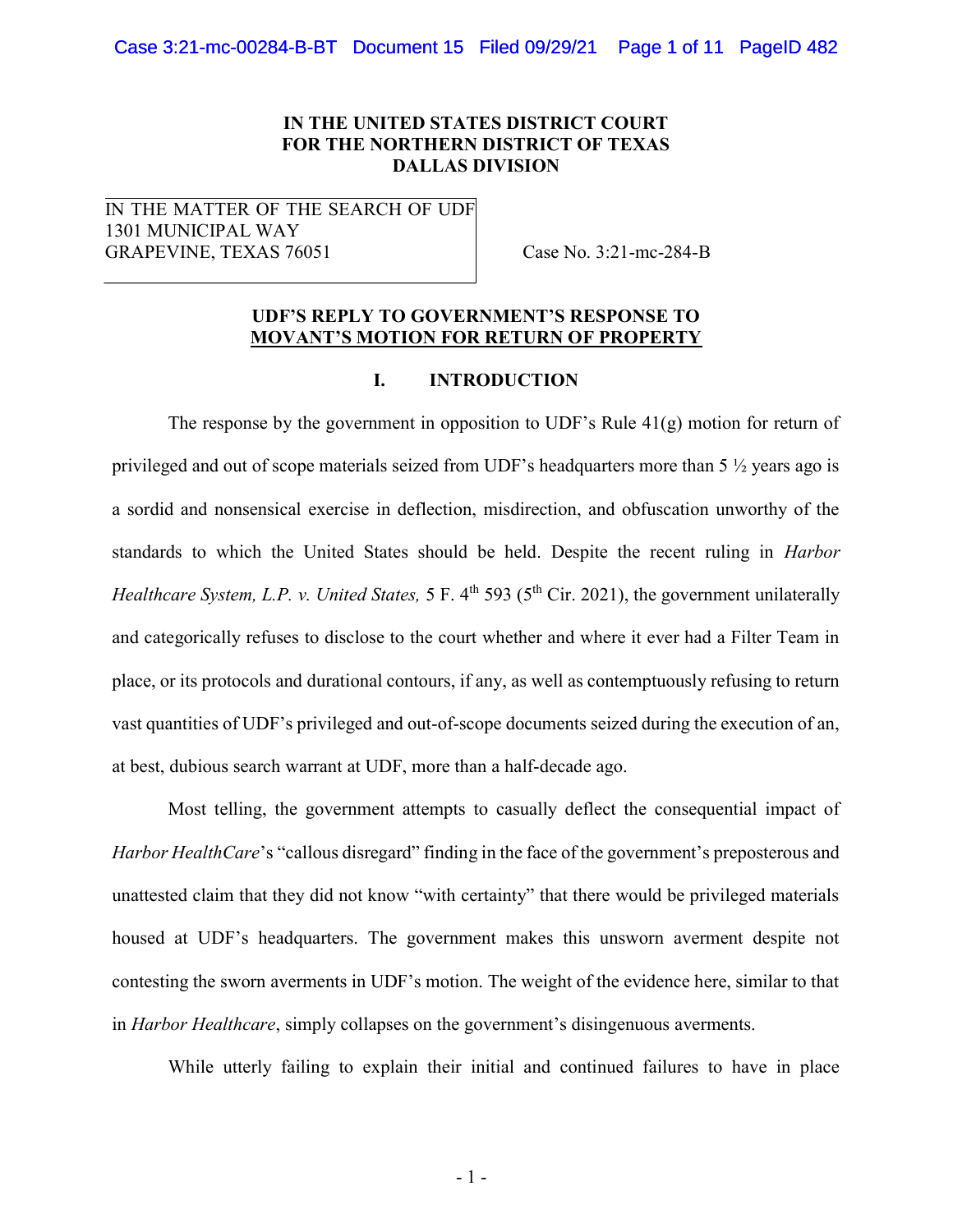**IN THE UNITED STATES DISTRICT COURT**
**FOR THE NORTHERN DISTRICT OF TEXAS**
**DALLAS DIVISION**

IN THE MATTER OF THE SEARCH OF UDF
1301 MUNICIPAL WAY
GRAPEVINE, TEXAS 76051

Case No. 3:21-mc-284-B

**UDF'S REPLY TO GOVERNMENT'S RESPONSE TO MOVANT'S MOTION FOR RETURN OF PROPERTY**

## I. INTRODUCTION

The response by the government in opposition to UDF's Rule 41(g) motion for return of privileged and out of scope materials seized from UDF's headquarters more than 5 ½ years ago is a sordid and nonsensical exercise in deflection, misdirection, and obfuscation unworthy of the standards to which the United States should be held. Despite the recent ruling in *Harbor Healthcare System, L.P. v. United States,* 5 F. 4th 593 (5th Cir. 2021), the government unilaterally and categorically refuses to disclose to the court whether and where it ever had a Filter Team in place, or its protocols and durational contours, if any, as well as contemptuously refusing to return vast quantities of UDF's privileged and out-of-scope documents seized during the execution of an, at best, dubious search warrant at UDF, more than a half-decade ago.

Most telling, the government attempts to casually deflect the consequential impact of *Harbor HealthCare*'s "callous disregard" finding in the face of the government's preposterous and unattested claim that they did not know "with certainty" that there would be privileged materials housed at UDF's headquarters. The government makes this unsworn averment despite not contesting the sworn averments in UDF's motion. The weight of the evidence here, similar to that in *Harbor Healthcare*, simply collapses on the government's disingenuous averments.

While utterly failing to explain their initial and continued failures to have in place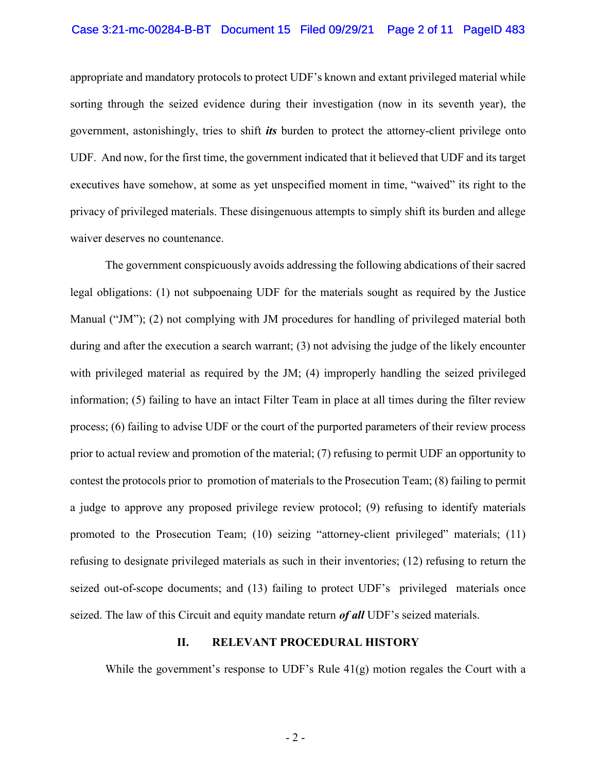appropriate and mandatory protocols to protect UDF's known and extant privileged material while sorting through the seized evidence during their investigation (now in its seventh year), the government, astonishingly, tries to shift ***its*** burden to protect the attorney-client privilege onto UDF. And now, for the first time, the government indicated that it believed that UDF and its target executives have somehow, at some as yet unspecified moment in time, "waived" its right to the privacy of privileged materials. These disingenuous attempts to simply shift its burden and allege waiver deserves no countenance.

The government conspicuously avoids addressing the following abdications of their sacred legal obligations: (1) not subpoenaing UDF for the materials sought as required by the Justice Manual ("JM"); (2) not complying with JM procedures for handling of privileged material both during and after the execution a search warrant; (3) not advising the judge of the likely encounter with privileged material as required by the JM; (4) improperly handling the seized privileged information; (5) failing to have an intact Filter Team in place at all times during the filter review process; (6) failing to advise UDF or the court of the purported parameters of their review process prior to actual review and promotion of the material; (7) refusing to permit UDF an opportunity to contest the protocols prior to promotion of materials to the Prosecution Team; (8) failing to permit a judge to approve any proposed privilege review protocol; (9) refusing to identify materials promoted to the Prosecution Team; (10) seizing "attorney-client privileged" materials; (11) refusing to designate privileged materials as such in their inventories; (12) refusing to return the seized out-of-scope documents; and (13) failing to protect UDF's privileged materials once seized. The law of this Circuit and equity mandate return ***of all*** UDF's seized materials.

## II. RELEVANT PROCEDURAL HISTORY

While the government's response to UDF's Rule 41(g) motion regales the Court with a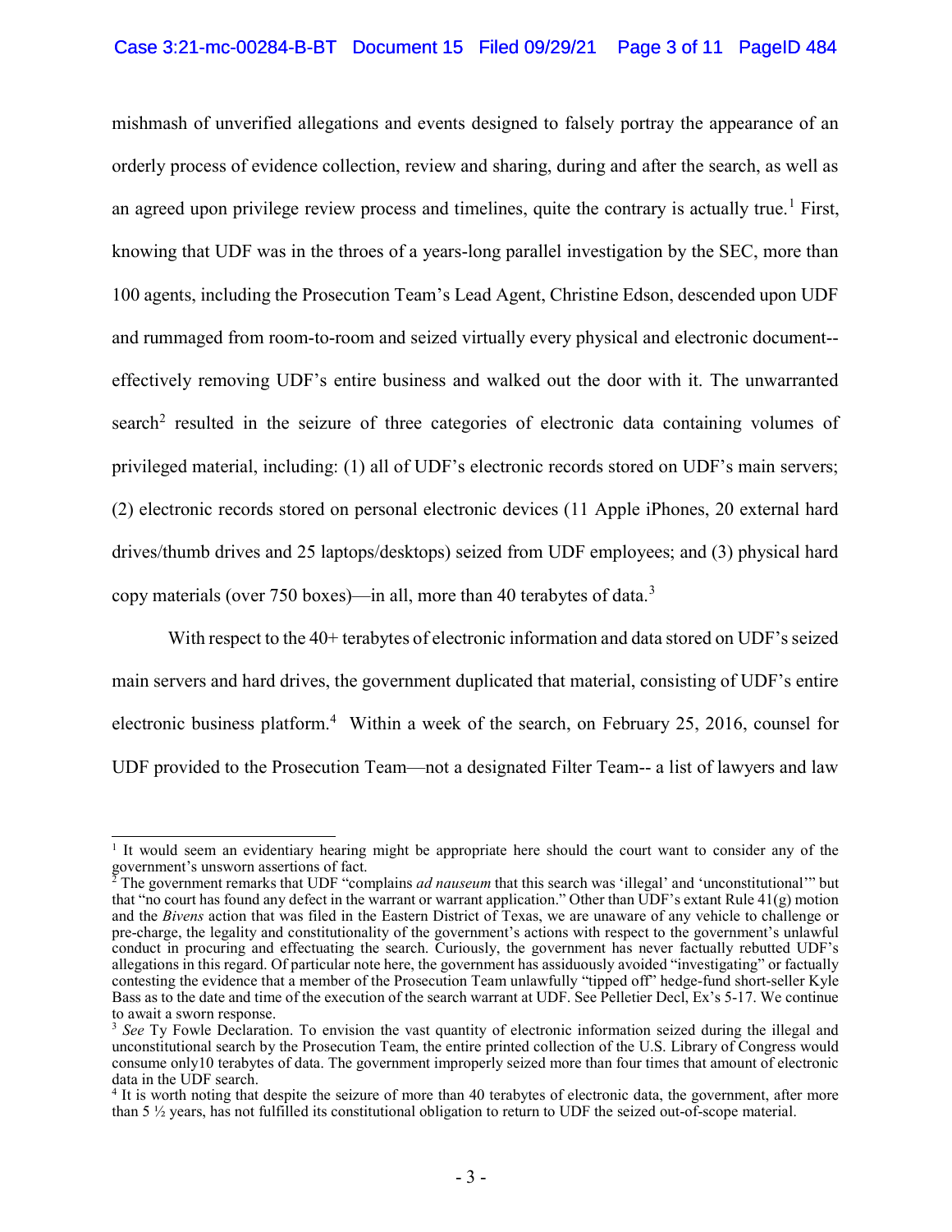mishmash of unverified allegations and events designed to falsely portray the appearance of an orderly process of evidence collection, review and sharing, during and after the search, as well as an agreed upon privilege review process and timelines, quite the contrary is actually true.[1] First, knowing that UDF was in the throes of a years-long parallel investigation by the SEC, more than 100 agents, including the Prosecution Team's Lead Agent, Christine Edson, descended upon UDF and rummaged from room-to-room and seized virtually every physical and electronic document--effectively removing UDF's entire business and walked out the door with it. The unwarranted search[2] resulted in the seizure of three categories of electronic data containing volumes of privileged material, including: (1) all of UDF's electronic records stored on UDF's main servers; (2) electronic records stored on personal electronic devices (11 Apple iPhones, 20 external hard drives/thumb drives and 25 laptops/desktops) seized from UDF employees; and (3) physical hard copy materials (over 750 boxes)—in all, more than 40 terabytes of data.[3]

With respect to the 40+ terabytes of electronic information and data stored on UDF's seized main servers and hard drives, the government duplicated that material, consisting of UDF's entire electronic business platform.[4] Within a week of the search, on February 25, 2016, counsel for UDF provided to the Prosecution Team—not a designated Filter Team-- a list of lawyers and law

---

[1] It would seem an evidentiary hearing might be appropriate here should the court want to consider any of the government's unsworn assertions of fact.

[2] The government remarks that UDF "complains *ad nauseum* that this search was 'illegal' and 'unconstitutional'" but that "no court has found any defect in the warrant or warrant application." Other than UDF's extant Rule 41(g) motion and the *Bivens* action that was filed in the Eastern District of Texas, we are unaware of any vehicle to challenge or pre-charge, the legality and constitutionality of the government's actions with respect to the government's unlawful conduct in procuring and effectuating the search. Curiously, the government has never factually rebutted UDF's allegations in this regard. Of particular note here, the government has assiduously avoided "investigating" or factually contesting the evidence that a member of the Prosecution Team unlawfully "tipped off" hedge-fund short-seller Kyle Bass as to the date and time of the execution of the search warrant at UDF. See Pelletier Decl, Ex's 5-17. We continue to await a sworn response.

[3] *See* Ty Fowle Declaration. To envision the vast quantity of electronic information seized during the illegal and unconstitutional search by the Prosecution Team, the entire printed collection of the U.S. Library of Congress would consume only10 terabytes of data. The government improperly seized more than four times that amount of electronic data in the UDF search.

[4] It is worth noting that despite the seizure of more than 40 terabytes of electronic data, the government, after more than 5 ½ years, has not fulfilled its constitutional obligation to return to UDF the seized out-of-scope material.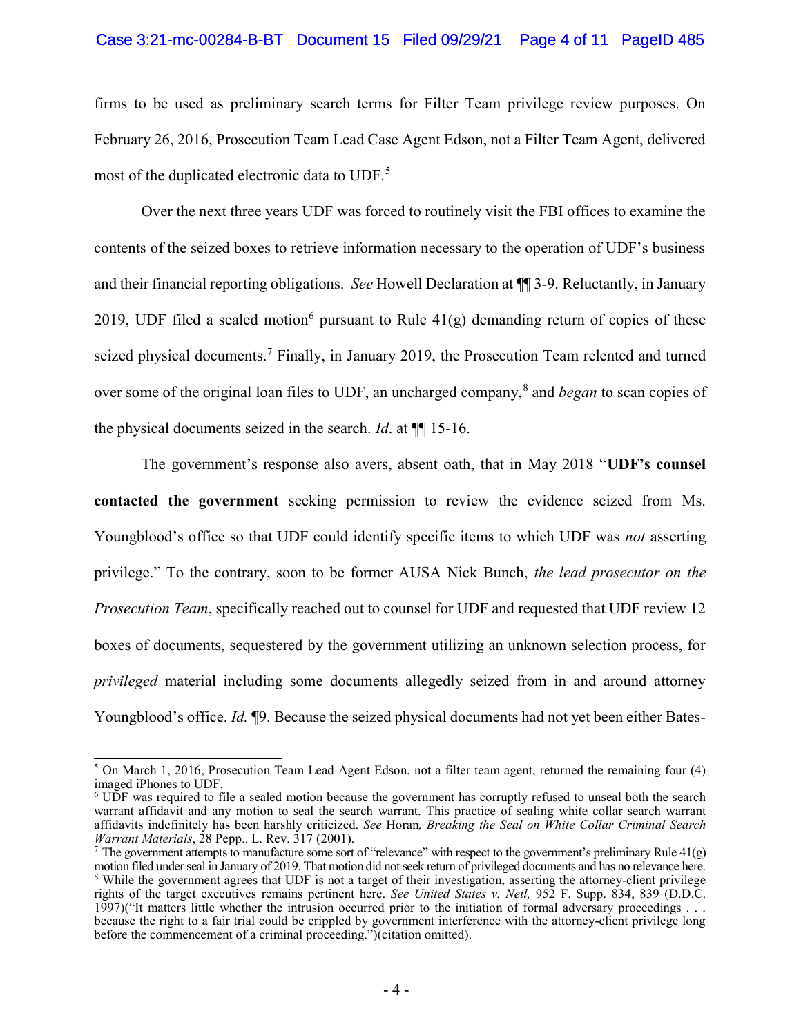firms to be used as preliminary search terms for Filter Team privilege review purposes. On February 26, 2016, Prosecution Team Lead Case Agent Edson, not a Filter Team Agent, delivered most of the duplicated electronic data to UDF.[5]

Over the next three years UDF was forced to routinely visit the FBI offices to examine the contents of the seized boxes to retrieve information necessary to the operation of UDF's business and their financial reporting obligations. *See* Howell Declaration at ¶¶ 3-9. Reluctantly, in January 2019, UDF filed a sealed motion[6] pursuant to Rule 41(g) demanding return of copies of these seized physical documents.[7] Finally, in January 2019, the Prosecution Team relented and turned over some of the original loan files to UDF, an uncharged company,[8] and *began* to scan copies of the physical documents seized in the search. *Id*. at ¶¶ 15-16.

The government's response also avers, absent oath, that in May 2018 "**UDF's counsel contacted the government** seeking permission to review the evidence seized from Ms. Youngblood's office so that UDF could identify specific items to which UDF was *not* asserting privilege." To the contrary, soon to be former AUSA Nick Bunch, *the lead prosecutor on the Prosecution Team*, specifically reached out to counsel for UDF and requested that UDF review 12 boxes of documents, sequestered by the government utilizing an unknown selection process, for *privileged* material including some documents allegedly seized from in and around attorney Youngblood's office. *Id.* ¶9. Because the seized physical documents had not yet been either Bates-

---

[5] On March 1, 2016, Prosecution Team Lead Agent Edson, not a filter team agent, returned the remaining four (4) imaged iPhones to UDF.

[6] UDF was required to file a sealed motion because the government has corruptly refused to unseal both the search warrant affidavit and any motion to seal the search warrant. This practice of sealing white collar search warrant affidavits indefinitely has been harshly criticized. *See* Horan*, Breaking the Seal on White Collar Criminal Search Warrant Materials*, 28 Pepp.. L. Rev. 317 (2001).

[7] The government attempts to manufacture some sort of "relevance" with respect to the government's preliminary Rule 41(g) motion filed under seal in January of 2019. That motion did not seek return of privileged documents and has no relevance here.

[8] While the government agrees that UDF is not a target of their investigation, asserting the attorney-client privilege rights of the target executives remains pertinent here. *See United States v. Neil,* 952 F. Supp. 834, 839 (D.D.C. 1997)("It matters little whether the intrusion occurred prior to the initiation of formal adversary proceedings . . . because the right to a fair trial could be crippled by government interference with the attorney-client privilege long before the commencement of a criminal proceeding.")(citation omitted).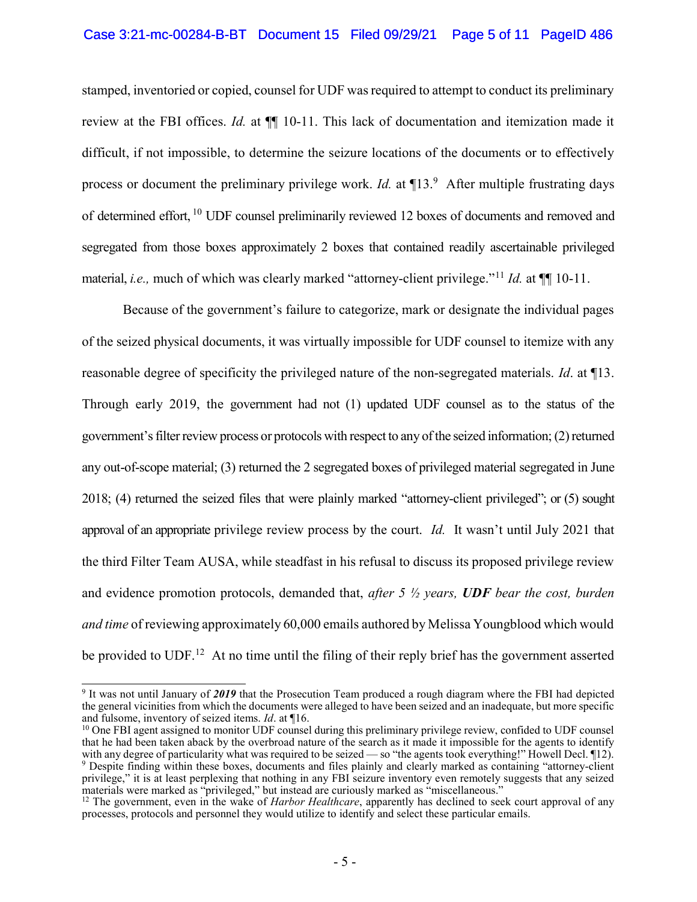stamped, inventoried or copied, counsel for UDF was required to attempt to conduct its preliminary review at the FBI offices. *Id.* at ¶¶ 10-11. This lack of documentation and itemization made it difficult, if not impossible, to determine the seizure locations of the documents or to effectively process or document the preliminary privilege work. *Id.* at ¶13.[9] After multiple frustrating days of determined effort,[10] UDF counsel preliminarily reviewed 12 boxes of documents and removed and segregated from those boxes approximately 2 boxes that contained readily ascertainable privileged material, *i.e.,* much of which was clearly marked "attorney-client privilege."[11] *Id.* at ¶¶ 10-11.

Because of the government's failure to categorize, mark or designate the individual pages of the seized physical documents, it was virtually impossible for UDF counsel to itemize with any reasonable degree of specificity the privileged nature of the non-segregated materials. *Id*. at ¶13. Through early 2019, the government had not (1) updated UDF counsel as to the status of the government's filter review process or protocols with respect to any of the seized information; (2) returned any out-of-scope material; (3) returned the 2 segregated boxes of privileged material segregated in June 2018; (4) returned the seized files that were plainly marked "attorney-client privileged"; or (5) sought approval of an appropriate privilege review process by the court. *Id.* It wasn't until July 2021 that the third Filter Team AUSA, while steadfast in his refusal to discuss its proposed privilege review and evidence promotion protocols, demanded that, *after 5 ½ years, **UDF** bear the cost, burden and time* of reviewing approximately 60,000 emails authored by Melissa Youngblood which would be provided to UDF.[12] At no time until the filing of their reply brief has the government asserted

---

[9] It was not until January of ***2019*** that the Prosecution Team produced a rough diagram where the FBI had depicted the general vicinities from which the documents were alleged to have been seized and an inadequate, but more specific and fulsome, inventory of seized items. *Id*. at ¶16.

[10] One FBI agent assigned to monitor UDF counsel during this preliminary privilege review, confided to UDF counsel that he had been taken aback by the overbroad nature of the search as it made it impossible for the agents to identify with any degree of particularity what was required to be seized — so "the agents took everything!" Howell Decl. ¶12).

[9] Despite finding within these boxes, documents and files plainly and clearly marked as containing "attorney-client privilege," it is at least perplexing that nothing in any FBI seizure inventory even remotely suggests that any seized materials were marked as "privileged," but instead are curiously marked as "miscellaneous."

[12] The government, even in the wake of *Harbor Healthcare*, apparently has declined to seek court approval of any processes, protocols and personnel they would utilize to identify and select these particular emails.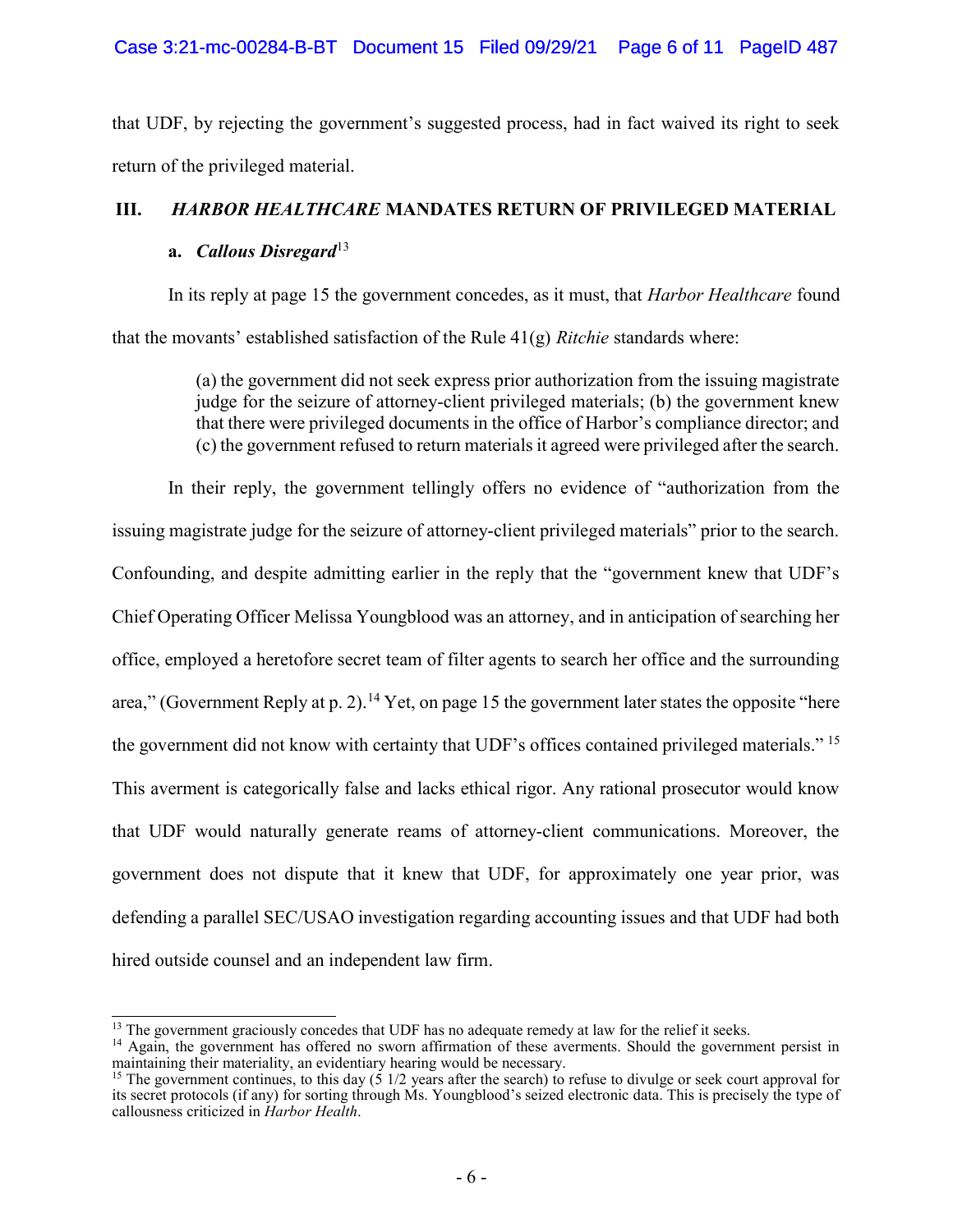that UDF, by rejecting the government's suggested process, had in fact waived its right to seek return of the privileged material.

## III. *HARBOR HEALTHCARE* MANDATES RETURN OF PRIVILEGED MATERIAL

### a. *Callous Disregard*[13]

In its reply at page 15 the government concedes, as it must, that *Harbor Healthcare* found that the movants' established satisfaction of the Rule 41(g) *Ritchie* standards where:

> (a) the government did not seek express prior authorization from the issuing magistrate judge for the seizure of attorney-client privileged materials; (b) the government knew that there were privileged documents in the office of Harbor's compliance director; and (c) the government refused to return materials it agreed were privileged after the search.

In their reply, the government tellingly offers no evidence of "authorization from the issuing magistrate judge for the seizure of attorney-client privileged materials" prior to the search. Confounding, and despite admitting earlier in the reply that the "government knew that UDF's Chief Operating Officer Melissa Youngblood was an attorney, and in anticipation of searching her office, employed a heretofore secret team of filter agents to search her office and the surrounding area," (Government Reply at p. 2).[14] Yet, on page 15 the government later states the opposite "here the government did not know with certainty that UDF's offices contained privileged materials."[15] This averment is categorically false and lacks ethical rigor. Any rational prosecutor would know that UDF would naturally generate reams of attorney-client communications. Moreover, the government does not dispute that it knew that UDF, for approximately one year prior, was defending a parallel SEC/USAO investigation regarding accounting issues and that UDF had both hired outside counsel and an independent law firm.

---

[13] The government graciously concedes that UDF has no adequate remedy at law for the relief it seeks.

[14] Again, the government has offered no sworn affirmation of these averments. Should the government persist in maintaining their materiality, an evidentiary hearing would be necessary.

[15] The government continues, to this day (5 1/2 years after the search) to refuse to divulge or seek court approval for its secret protocols (if any) for sorting through Ms. Youngblood's seized electronic data. This is precisely the type of callousness criticized in *Harbor Health*.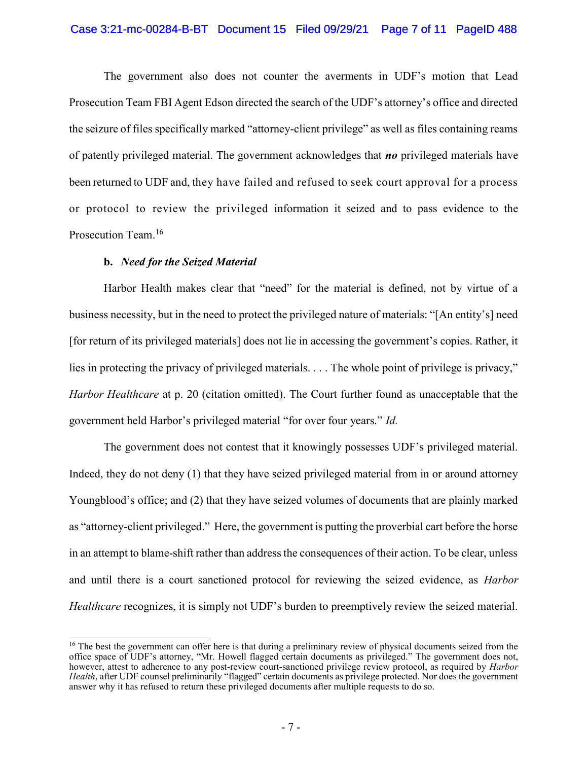The government also does not counter the averments in UDF's motion that Lead Prosecution Team FBI Agent Edson directed the search of the UDF's attorney's office and directed the seizure of files specifically marked "attorney-client privilege" as well as files containing reams of patently privileged material. The government acknowledges that ***no*** privileged materials have been returned to UDF and, they have failed and refused to seek court approval for a process or protocol to review the privileged information it seized and to pass evidence to the Prosecution Team.[16]

**b.** ***Need for the Seized Material***

Harbor Health makes clear that "need" for the material is defined, not by virtue of a business necessity, but in the need to protect the privileged nature of materials: "[An entity's] need [for return of its privileged materials] does not lie in accessing the government's copies. Rather, it lies in protecting the privacy of privileged materials. . . . The whole point of privilege is privacy," *Harbor Healthcare* at p. 20 (citation omitted). The Court further found as unacceptable that the government held Harbor's privileged material "for over four years." *Id.*

The government does not contest that it knowingly possesses UDF's privileged material. Indeed, they do not deny (1) that they have seized privileged material from in or around attorney Youngblood's office; and (2) that they have seized volumes of documents that are plainly marked as "attorney-client privileged." Here, the government is putting the proverbial cart before the horse in an attempt to blame-shift rather than address the consequences of their action. To be clear, unless and until there is a court sanctioned protocol for reviewing the seized evidence, as *Harbor Healthcare* recognizes, it is simply not UDF's burden to preemptively review the seized material.

---

[16] The best the government can offer here is that during a preliminary review of physical documents seized from the office space of UDF's attorney, "Mr. Howell flagged certain documents as privileged." The government does not, however, attest to adherence to any post-review court-sanctioned privilege review protocol, as required by *Harbor Health*, after UDF counsel preliminarily "flagged" certain documents as privilege protected. Nor does the government answer why it has refused to return these privileged documents after multiple requests to do so.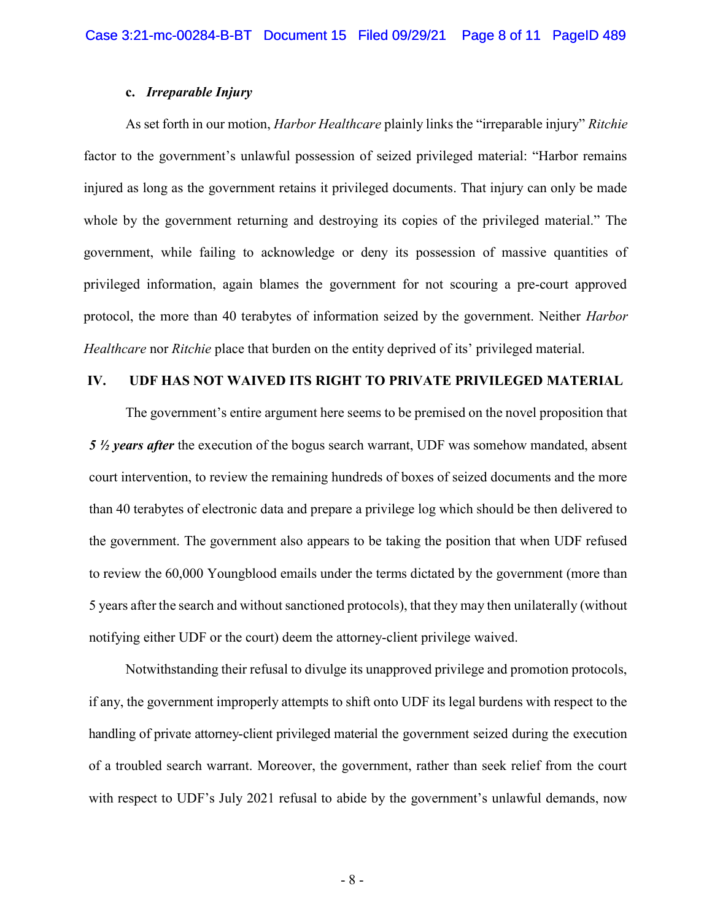### c. *Irreparable Injury*

As set forth in our motion, *Harbor Healthcare* plainly links the "irreparable injury" *Ritchie* factor to the government's unlawful possession of seized privileged material: "Harbor remains injured as long as the government retains it privileged documents. That injury can only be made whole by the government returning and destroying its copies of the privileged material." The government, while failing to acknowledge or deny its possession of massive quantities of privileged information, again blames the government for not scouring a pre-court approved protocol, the more than 40 terabytes of information seized by the government. Neither *Harbor Healthcare* nor *Ritchie* place that burden on the entity deprived of its' privileged material.

## IV. UDF HAS NOT WAIVED ITS RIGHT TO PRIVATE PRIVILEGED MATERIAL

The government's entire argument here seems to be premised on the novel proposition that ***5 ½ years after*** the execution of the bogus search warrant, UDF was somehow mandated, absent court intervention, to review the remaining hundreds of boxes of seized documents and the more than 40 terabytes of electronic data and prepare a privilege log which should be then delivered to the government. The government also appears to be taking the position that when UDF refused to review the 60,000 Youngblood emails under the terms dictated by the government (more than 5 years after the search and without sanctioned protocols), that they may then unilaterally (without notifying either UDF or the court) deem the attorney-client privilege waived.

Notwithstanding their refusal to divulge its unapproved privilege and promotion protocols, if any, the government improperly attempts to shift onto UDF its legal burdens with respect to the handling of private attorney-client privileged material the government seized during the execution of a troubled search warrant. Moreover, the government, rather than seek relief from the court with respect to UDF's July 2021 refusal to abide by the government's unlawful demands, now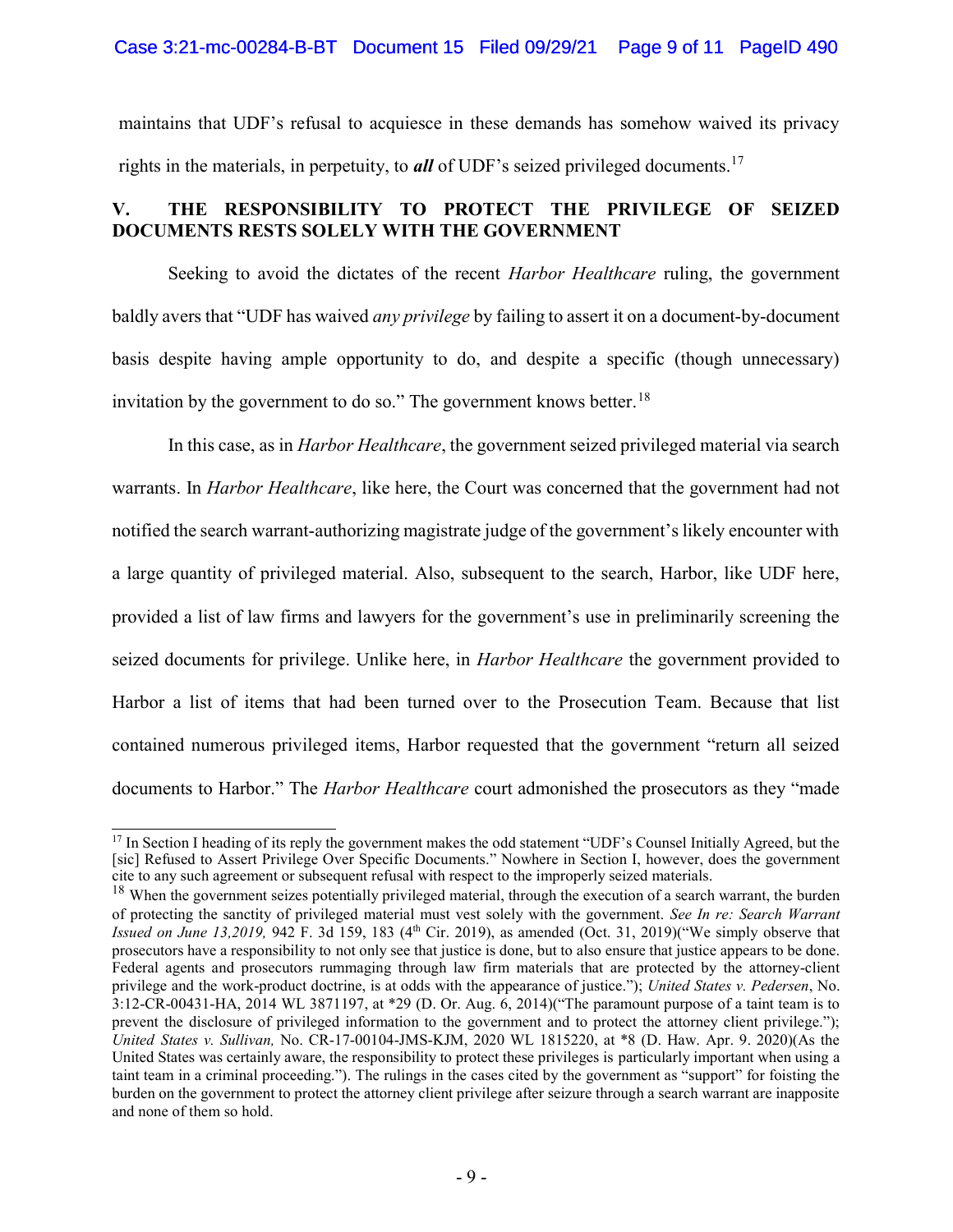maintains that UDF's refusal to acquiesce in these demands has somehow waived its privacy rights in the materials, in perpetuity, to ***all*** of UDF's seized privileged documents.[17]

## V. THE RESPONSIBILITY TO PROTECT THE PRIVILEGE OF SEIZED DOCUMENTS RESTS SOLELY WITH THE GOVERNMENT

Seeking to avoid the dictates of the recent *Harbor Healthcare* ruling, the government baldly avers that "UDF has waived *any privilege* by failing to assert it on a document-by-document basis despite having ample opportunity to do, and despite a specific (though unnecessary) invitation by the government to do so." The government knows better.[18]

In this case, as in *Harbor Healthcare*, the government seized privileged material via search warrants. In *Harbor Healthcare*, like here, the Court was concerned that the government had not notified the search warrant-authorizing magistrate judge of the government's likely encounter with a large quantity of privileged material. Also, subsequent to the search, Harbor, like UDF here, provided a list of law firms and lawyers for the government's use in preliminarily screening the seized documents for privilege. Unlike here, in *Harbor Healthcare* the government provided to Harbor a list of items that had been turned over to the Prosecution Team. Because that list contained numerous privileged items, Harbor requested that the government "return all seized documents to Harbor." The *Harbor Healthcare* court admonished the prosecutors as they "made

---

[17] In Section I heading of its reply the government makes the odd statement "UDF's Counsel Initially Agreed, but the [sic] Refused to Assert Privilege Over Specific Documents." Nowhere in Section I, however, does the government cite to any such agreement or subsequent refusal with respect to the improperly seized materials.

[18] When the government seizes potentially privileged material, through the execution of a search warrant, the burden of protecting the sanctity of privileged material must vest solely with the government. *See In re: Search Warrant Issued on June 13,2019,* 942 F. 3d 159, 183 (4th Cir. 2019), as amended (Oct. 31, 2019)("We simply observe that prosecutors have a responsibility to not only see that justice is done, but to also ensure that justice appears to be done. Federal agents and prosecutors rummaging through law firm materials that are protected by the attorney-client privilege and the work-product doctrine, is at odds with the appearance of justice."); *United States v. Pedersen*, No. 3:12-CR-00431-HA, 2014 WL 3871197, at *29 (D. Or. Aug. 6, 2014)("The paramount purpose of a taint team is to prevent the disclosure of privileged information to the government and to protect the attorney client privilege."); *United States v. Sullivan,* No. CR-17-00104-JMS-KJM, 2020 WL 1815220, at *8 (D. Haw. Apr. 9. 2020)(As the United States was certainly aware, the responsibility to protect these privileges is particularly important when using a taint team in a criminal proceeding."). The rulings in the cases cited by the government as "support" for foisting the burden on the government to protect the attorney client privilege after seizure through a search warrant are inapposite and none of them so hold.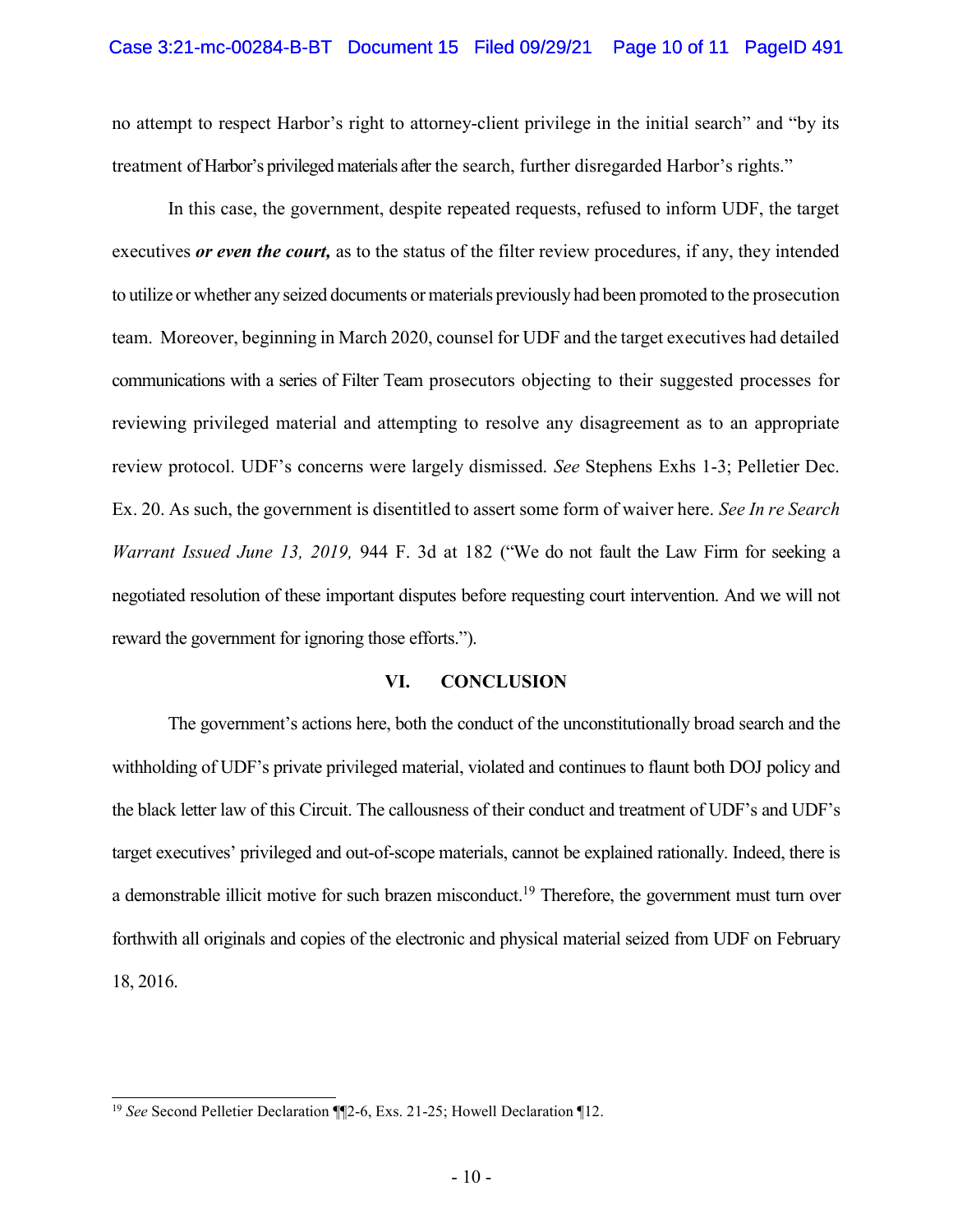no attempt to respect Harbor's right to attorney-client privilege in the initial search" and "by its treatment of Harbor's privileged materials after the search, further disregarded Harbor's rights."

In this case, the government, despite repeated requests, refused to inform UDF, the target executives ***or even the court,*** as to the status of the filter review procedures, if any, they intended to utilize or whether any seized documents or materials previously had been promoted to the prosecution team. Moreover, beginning in March 2020, counsel for UDF and the target executives had detailed communications with a series of Filter Team prosecutors objecting to their suggested processes for reviewing privileged material and attempting to resolve any disagreement as to an appropriate review protocol. UDF's concerns were largely dismissed. *See* Stephens Exhs 1-3; Pelletier Dec. Ex. 20. As such, the government is disentitled to assert some form of waiver here. *See In re Search Warrant Issued June 13, 2019,* 944 F. 3d at 182 ("We do not fault the Law Firm for seeking a negotiated resolution of these important disputes before requesting court intervention. And we will not reward the government for ignoring those efforts.").

## VI. CONCLUSION

The government's actions here, both the conduct of the unconstitutionally broad search and the withholding of UDF's private privileged material, violated and continues to flaunt both DOJ policy and the black letter law of this Circuit. The callousness of their conduct and treatment of UDF's and UDF's target executives' privileged and out-of-scope materials, cannot be explained rationally. Indeed, there is a demonstrable illicit motive for such brazen misconduct.[19] Therefore, the government must turn over forthwith all originals and copies of the electronic and physical material seized from UDF on February 18, 2016.

---

[19] *See* Second Pelletier Declaration ¶¶2-6, Exs. 21-25; Howell Declaration ¶12.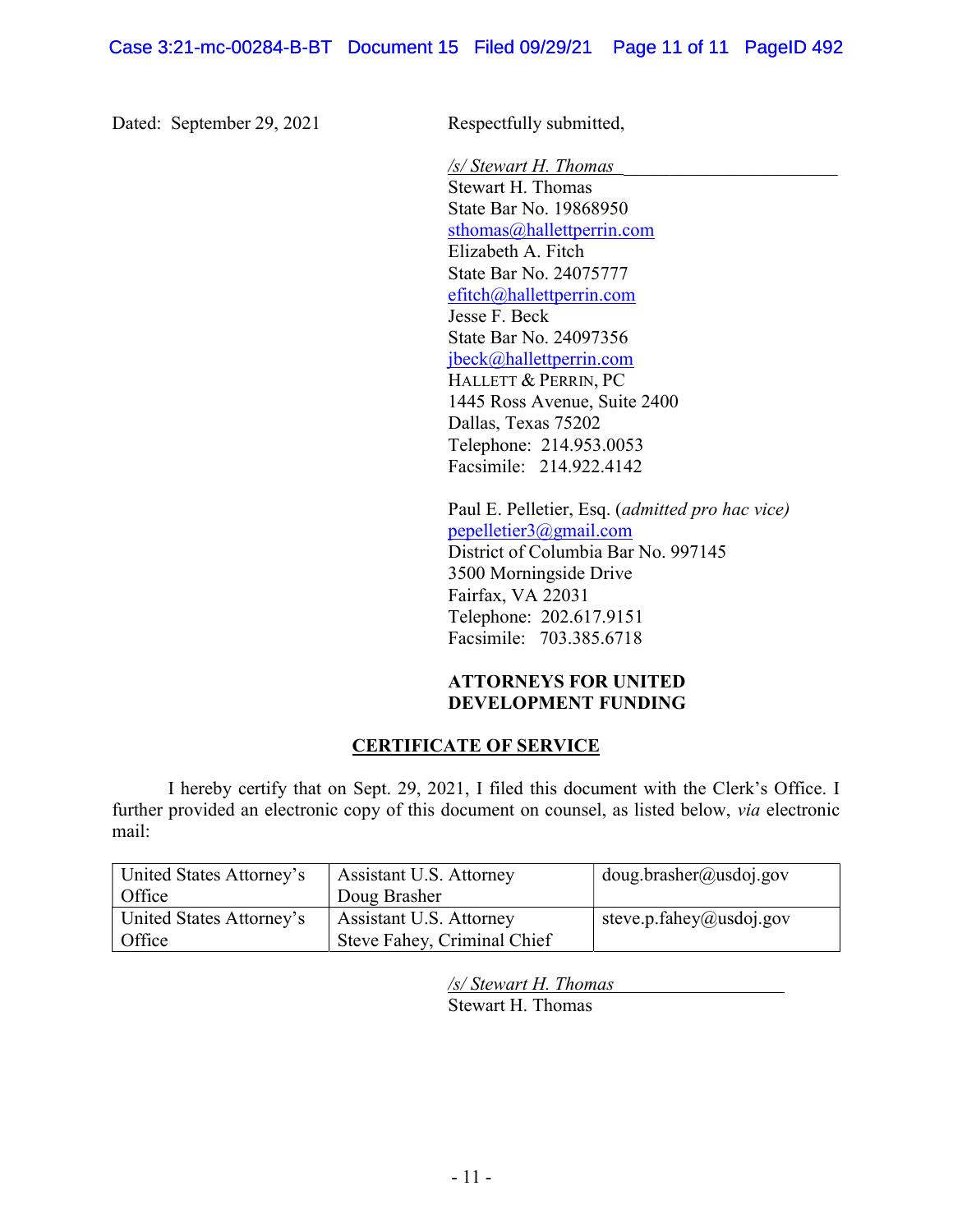Dated: September 29, 2021

Respectfully submitted,

*/s/ Stewart H. Thomas*
Stewart H. Thomas
State Bar No. 19868950
sthomas@hallettperrin.com
Elizabeth A. Fitch
State Bar No. 24075777
efitch@hallettperrin.com
Jesse F. Beck
State Bar No. 24097356
jbeck@hallettperrin.com
HALLETT & PERRIN, PC
1445 Ross Avenue, Suite 2400
Dallas, Texas 75202
Telephone: 214.953.0053
Facsimile: 214.922.4142

Paul E. Pelletier, Esq. (*admitted pro hac vice*)
pepelletier3@gmail.com
District of Columbia Bar No. 997145
3500 Morningside Drive
Fairfax, VA 22031
Telephone: 202.617.9151
Facsimile: 703.385.6718

**ATTORNEYS FOR UNITED DEVELOPMENT FUNDING**

## CERTIFICATE OF SERVICE

I hereby certify that on Sept. 29, 2021, I filed this document with the Clerk's Office. I further provided an electronic copy of this document on counsel, as listed below, *via* electronic mail:

| | | |
|---|---|---|
| United States Attorney's Office | Assistant U.S. Attorney Doug Brasher | doug.brasher@usdoj.gov |
| United States Attorney's Office | Assistant U.S. Attorney Steve Fahey, Criminal Chief | steve.p.fahey@usdoj.gov |

*/s/ Stewart H. Thomas*
Stewart H. Thomas